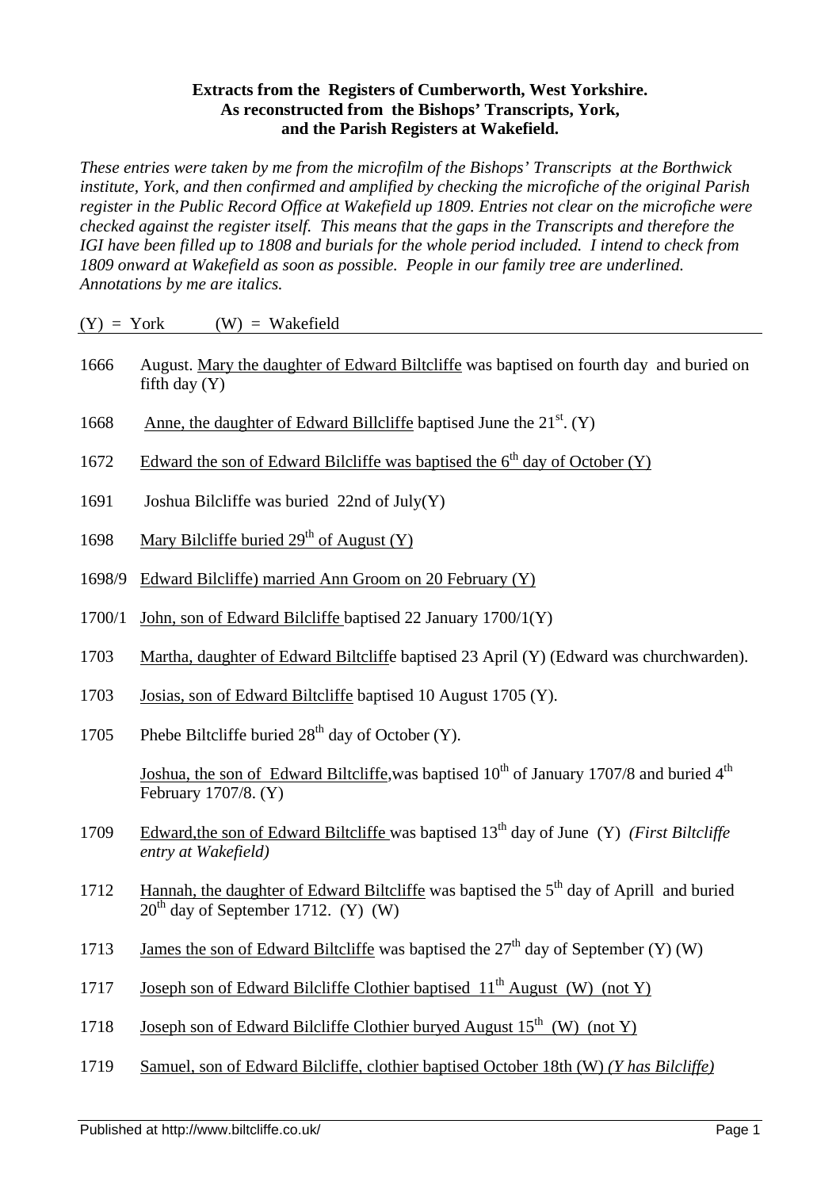**Extracts from the Registers of Cumberworth, West Yorkshire.
As reconstructed from the Bishops' Transcripts, York,
and the Parish Registers at Wakefield.**

*These entries were taken by me from the microfilm of the Bishops' Transcripts at the Borthwick institute, York, and then confirmed and amplified by checking the microfiche of the original Parish register in the Public Record Office at Wakefield up 1809. Entries not clear on the microfiche were checked against the register itself. This means that the gaps in the Transcripts and therefore the IGI have been filled up to 1808 and burials for the whole period included. I intend to check from 1809 onward at Wakefield as soon as possible. People in our family tree are underlined. Annotations by me are italics.*

(Y) = York (W) = Wakefield

1666 August. Mary the daughter of Edward Biltcliffe was baptised on fourth day and buried on fifth day (Y)

1668 Anne, the daughter of Edward Billcliffe baptised June the 21st. (Y)

1672 Edward the son of Edward Bilcliffe was baptised the 6th day of October (Y)

1691 Joshua Bilcliffe was buried 22nd of July(Y)

1698 Mary Bilcliffe buried 29th of August (Y)

1698/9 Edward Bilcliffe) married Ann Groom on 20 February (Y)

1700/1 John, son of Edward Bilcliffe baptised 22 January 1700/1(Y)

1703 Martha, daughter of Edward Biltcliffe baptised 23 April (Y) (Edward was churchwarden).

1703 Josias, son of Edward Biltcliffe baptised 10 August 1705 (Y).

1705 Phebe Biltcliffe buried 28th day of October (Y).

Joshua, the son of Edward Biltcliffe,was baptised 10th of January 1707/8 and buried 4th February 1707/8. (Y)

1709 Edward,the son of Edward Biltcliffe was baptised 13th day of June (Y) *(First Biltcliffe entry at Wakefield)*

1712 Hannah, the daughter of Edward Biltcliffe was baptised the 5th day of Aprill and buried 20th day of September 1712. (Y) (W)

1713 James the son of Edward Biltcliffe was baptised the 27th day of September (Y) (W)

1717 Joseph son of Edward Bilcliffe Clothier baptised 11th August (W) (not Y)

1718 Joseph son of Edward Bilcliffe Clothier buryed August 15th (W) (not Y)

1719 Samuel, son of Edward Bilcliffe, clothier baptised October 18th (W) *(Y has Bilcliffe)*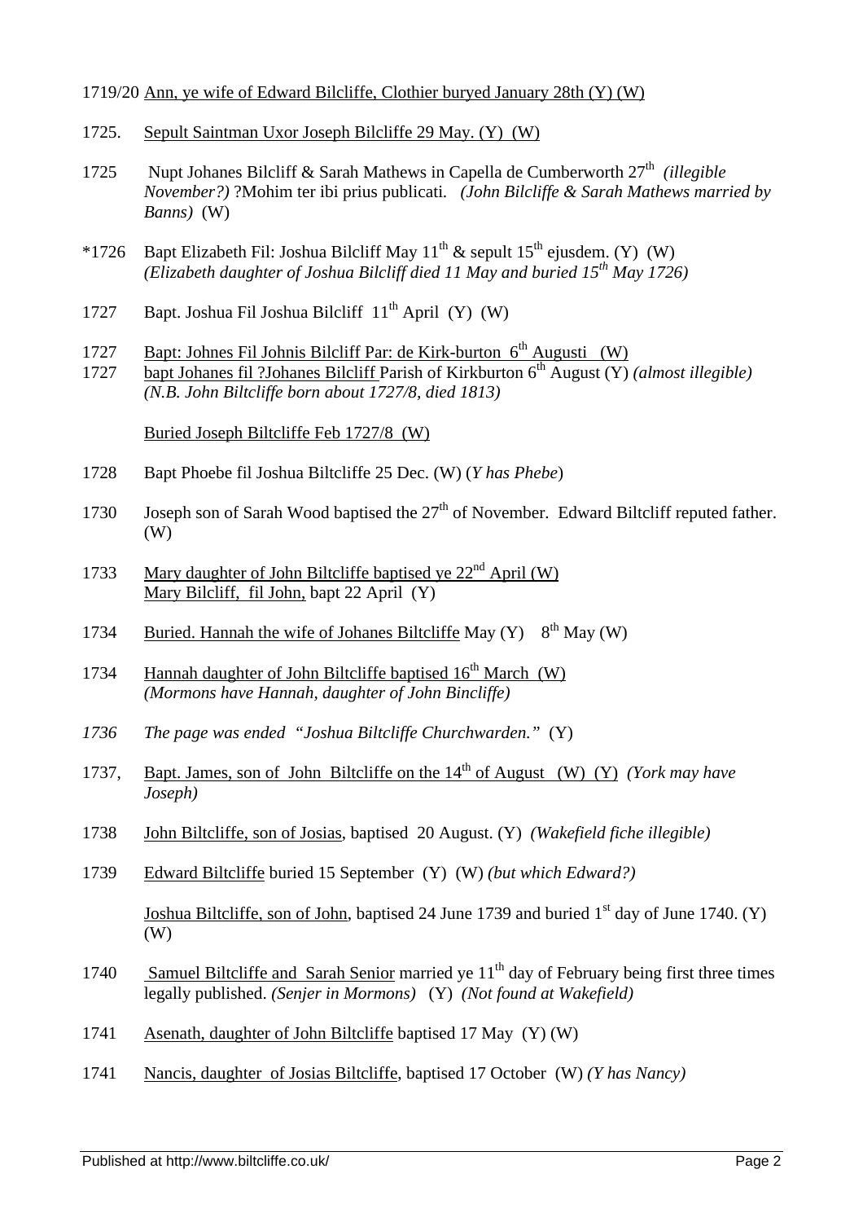1719/20 Ann, ye wife of Edward Bilcliffe, Clothier buryed January 28th (Y) (W)

1725. Sepult Saintman Uxor Joseph Bilcliffe 29 May. (Y) (W)

1725 Nupt Johanes Bilcliff & Sarah Mathews in Capella de Cumberworth 27th *(illegible November?)* ?Mohim ter ibi prius publicati. *(John Bilcliffe & Sarah Mathews married by Banns)* (W)

*1726 Bapt Elizabeth Fil: Joshua Bilcliff May 11th & sepult 15th ejusdem. (Y) (W) *(Elizabeth daughter of Joshua Bilcliff died 11 May and buried 15th May 1726)*

1727 Bapt. Joshua Fil Joshua Bilcliff 11th April (Y) (W)

1727 Bapt: Johnes Fil Johnis Bilcliff Par: de Kirk-burton 6th Augusti (W)
1727 bapt Johanes fil ?Johanes Bilcliff Parish of Kirkburton 6th August (Y) *(almost illegible)* *(N.B. John Biltcliffe born about 1727/8, died 1813)*

Buried Joseph Biltcliffe Feb 1727/8 (W)

1728 Bapt Phoebe fil Joshua Biltcliffe 25 Dec. (W) (*Y has Phebe*)

1730 Joseph son of Sarah Wood baptised the 27th of November. Edward Biltcliff reputed father. (W)

1733 Mary daughter of John Biltcliffe baptised ye 22nd April (W)
Mary Bilcliff, fil John, bapt 22 April (Y)

1734 Buried. Hannah the wife of Johanes Biltcliffe May (Y) 8th May (W)

1734 Hannah daughter of John Biltcliffe baptised 16th March (W) *(Mormons have Hannah, daughter of John Bincliffe)*

*1736 The page was ended "Joshua Biltcliffe Churchwarden."* (Y)

1737, Bapt. James, son of John Biltcliffe on the 14th of August (W) (Y) *(York may have Joseph)*

1738 John Biltcliffe, son of Josias, baptised 20 August. (Y) *(Wakefield fiche illegible)*

1739 Edward Biltcliffe buried 15 September (Y) (W) *(but which Edward?)*

Joshua Biltcliffe, son of John, baptised 24 June 1739 and buried 1st day of June 1740. (Y) (W)

1740 Samuel Biltcliffe and Sarah Senior married ye 11th day of February being first three times legally published. *(Senjer in Mormons)* (Y) *(Not found at Wakefield)*

1741 Asenath, daughter of John Biltcliffe baptised 17 May (Y) (W)

1741 Nancis, daughter of Josias Biltcliffe, baptised 17 October (W) *(Y has Nancy)*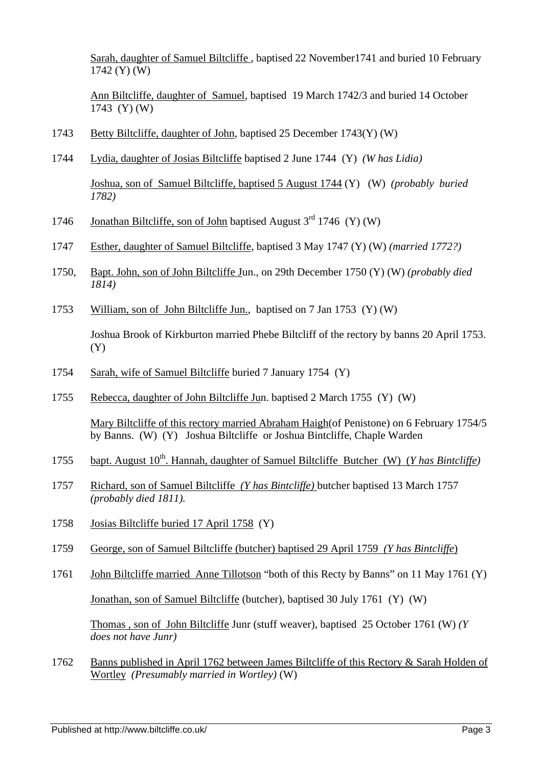Sarah, daughter of Samuel Biltcliffe , baptised 22 November1741 and buried 10 February 1742 (Y) (W)

Ann Biltcliffe, daughter of Samuel, baptised 19 March 1742/3 and buried 14 October 1743 (Y) (W)

1743 Betty Biltcliffe, daughter of John, baptised 25 December 1743(Y) (W)

1744 Lydia, daughter of Josias Biltcliffe baptised 2 June 1744 (Y) *(W has Lidia)*

Joshua, son of Samuel Biltcliffe, baptised 5 August 1744 (Y) (W) *(probably buried 1782)*

1746 Jonathan Biltcliffe, son of John baptised August 3rd 1746 (Y) (W)

1747 Esther, daughter of Samuel Biltcliffe, baptised 3 May 1747 (Y) (W) *(married 1772?)*

1750, Bapt. John, son of John Biltcliffe Jun., on 29th December 1750 (Y) (W) *(probably died 1814)*

1753 William, son of John Biltcliffe Jun., baptised on 7 Jan 1753 (Y) (W)

Joshua Brook of Kirkburton married Phebe Biltcliff of the rectory by banns 20 April 1753. (Y)

1754 Sarah, wife of Samuel Biltcliffe buried 7 January 1754 (Y)

1755 Rebecca, daughter of John Biltcliffe Jun. baptised 2 March 1755 (Y) (W)

Mary Biltcliffe of this rectory married Abraham Haigh(of Penistone) on 6 February 1754/5 by Banns. (W) (Y) Joshua Biltcliffe or Joshua Bintcliffe, Chaple Warden

1755 bapt. August 10th. Hannah, daughter of Samuel Biltcliffe Butcher (W) (*Y has Bintcliffe)*

1757 Richard, son of Samuel Biltcliffe *(Y has Bintcliffe)* butcher baptised 13 March 1757 *(probably died 1811).*

1758 Josias Biltcliffe buried 17 April 1758 (Y)

1759 George, son of Samuel Biltcliffe (butcher) baptised 29 April 1759 *(Y has Bintcliffe*)

1761 John Biltcliffe married Anne Tillotson "both of this Recty by Banns" on 11 May 1761 (Y)

Jonathan, son of Samuel Biltcliffe (butcher), baptised 30 July 1761 (Y) (W)

Thomas , son of John Biltcliffe Junr (stuff weaver), baptised 25 October 1761 (W) *(Y does not have Junr)*

1762 Banns published in April 1762 between James Biltcliffe of this Rectory & Sarah Holden of Wortley *(Presumably married in Wortley)* (W)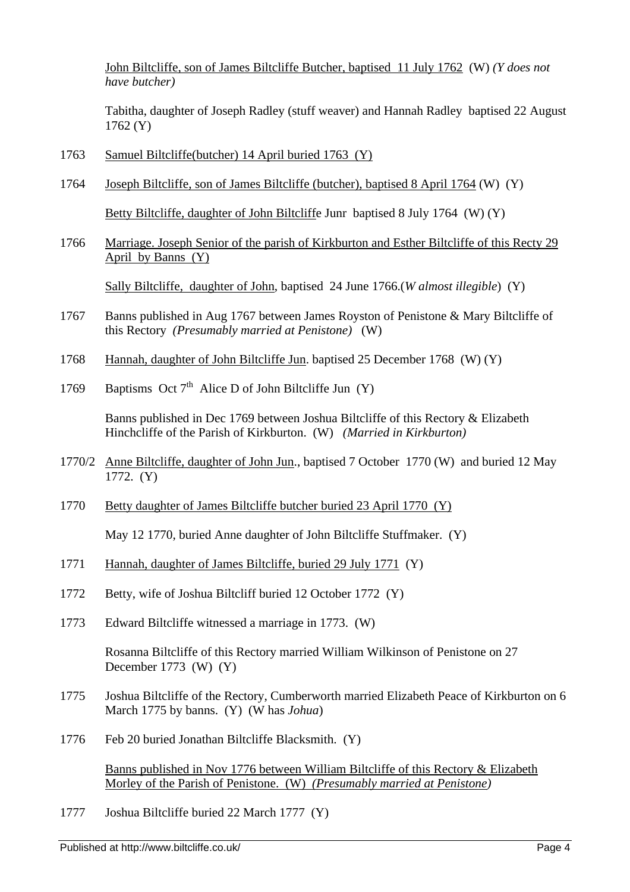<u>John Biltcliffe, son of James Biltcliffe Butcher, baptised 11 July 1762</u> (W) *(Y does not have butcher)*

Tabitha, daughter of Joseph Radley (stuff weaver) and Hannah Radley baptised 22 August 1762 (Y)

1763 <u>Samuel Biltcliffe(butcher) 14 April buried 1763 (Y)</u>

1764 <u>Joseph Biltcliffe, son of James Biltcliffe (butcher), baptised 8 April 1764</u> (W) (Y)

<u>Betty Biltcliffe, daughter of John Biltcliff</u>e Junr baptised 8 July 1764 (W) (Y)

1766 <u>Marriage. Joseph Senior of the parish of Kirkburton and Esther Biltcliffe of this Recty 29 April by Banns (Y)</u>

<u>Sally Biltcliffe, daughter of John</u>, baptised 24 June 1766.(*W almost illegible*) (Y)

1767 Banns published in Aug 1767 between James Royston of Penistone & Mary Biltcliffe of this Rectory *(Presumably married at Penistone)* (W)

1768 <u>Hannah, daughter of John Biltcliffe Jun</u>. baptised 25 December 1768 (W) (Y)

1769 Baptisms Oct 7th Alice D of John Biltcliffe Jun (Y)

Banns published in Dec 1769 between Joshua Biltcliffe of this Rectory & Elizabeth Hinchcliffe of the Parish of Kirkburton. (W) *(Married in Kirkburton)*

1770/2 <u>Anne Biltcliffe, daughter of John Jun</u>., baptised 7 October 1770 (W) and buried 12 May 1772. (Y)

1770 <u>Betty daughter of James Biltcliffe butcher buried 23 April 1770 (Y)</u>

May 12 1770, buried Anne daughter of John Biltcliffe Stuffmaker. (Y)

1771 <u>Hannah, daughter of James Biltcliffe, buried 29 July 1771</u> (Y)

1772 Betty, wife of Joshua Biltcliff buried 12 October 1772 (Y)

1773 Edward Biltcliffe witnessed a marriage in 1773. (W)

Rosanna Biltcliffe of this Rectory married William Wilkinson of Penistone on 27 December 1773 (W) (Y)

1775 Joshua Biltcliffe of the Rectory, Cumberworth married Elizabeth Peace of Kirkburton on 6 March 1775 by banns. (Y) (W has *Johua*)

1776 Feb 20 buried Jonathan Biltcliffe Blacksmith. (Y)

<u>Banns published in Nov 1776 between William Biltcliffe of this Rectory & Elizabeth Morley of the Parish of Penistone. (W) *(Presumably married at Penistone)*</u>

1777 Joshua Biltcliffe buried 22 March 1777 (Y)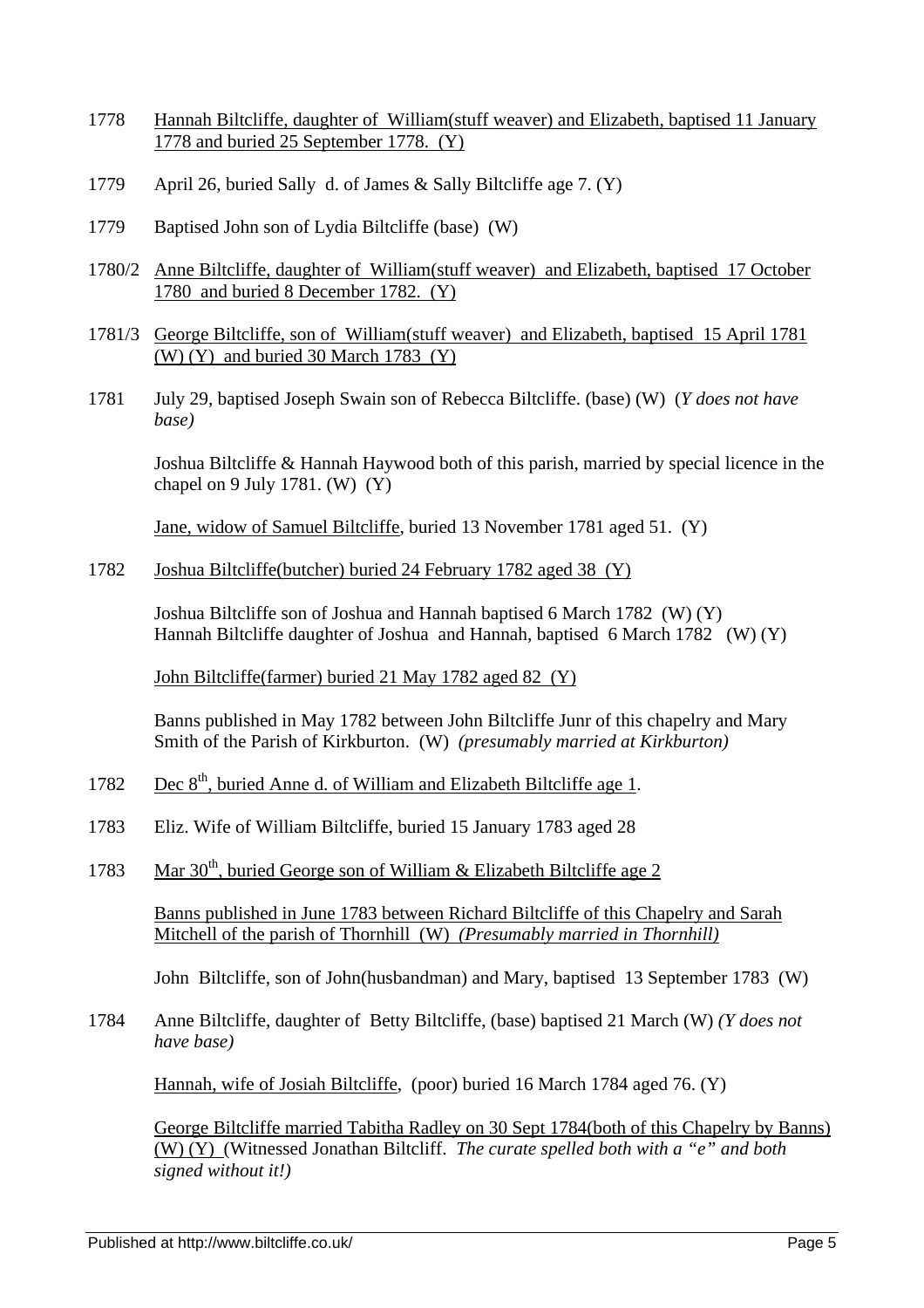1778 Hannah Biltcliffe, daughter of William(stuff weaver) and Elizabeth, baptised 11 January 1778 and buried 25 September 1778. (Y)

1779 April 26, buried Sally d. of James & Sally Biltcliffe age 7. (Y)

1779 Baptised John son of Lydia Biltcliffe (base) (W)

1780/2 Anne Biltcliffe, daughter of William(stuff weaver) and Elizabeth, baptised 17 October 1780 and buried 8 December 1782. (Y)

1781/3 George Biltcliffe, son of William(stuff weaver) and Elizabeth, baptised 15 April 1781 (W) (Y) and buried 30 March 1783 (Y)

1781 July 29, baptised Joseph Swain son of Rebecca Biltcliffe. (base) (W) (*Y does not have base)*

Joshua Biltcliffe & Hannah Haywood both of this parish, married by special licence in the chapel on 9 July 1781. (W) (Y)

Jane, widow of Samuel Biltcliffe, buried 13 November 1781 aged 51. (Y)

1782 Joshua Biltcliffe(butcher) buried 24 February 1782 aged 38 (Y)

Joshua Biltcliffe son of Joshua and Hannah baptised 6 March 1782 (W) (Y)
Hannah Biltcliffe daughter of Joshua and Hannah, baptised 6 March 1782 (W) (Y)

John Biltcliffe(farmer) buried 21 May 1782 aged 82 (Y)

Banns published in May 1782 between John Biltcliffe Junr of this chapelry and Mary Smith of the Parish of Kirkburton. (W) *(presumably married at Kirkburton)*

1782 Dec 8th, buried Anne d. of William and Elizabeth Biltcliffe age 1.

1783 Eliz. Wife of William Biltcliffe, buried 15 January 1783 aged 28

1783 Mar 30th, buried George son of William & Elizabeth Biltcliffe age 2

Banns published in June 1783 between Richard Biltcliffe of this Chapelry and Sarah Mitchell of the parish of Thornhill (W) *(Presumably married in Thornhill)*

John Biltcliffe, son of John(husbandman) and Mary, baptised 13 September 1783 (W)

1784 Anne Biltcliffe, daughter of Betty Biltcliffe, (base) baptised 21 March (W) *(Y does not have base)*

Hannah, wife of Josiah Biltcliffe, (poor) buried 16 March 1784 aged 76. (Y)

George Biltcliffe married Tabitha Radley on 30 Sept 1784(both of this Chapelry by Banns) (W) (Y) (Witnessed Jonathan Biltcliff. *The curate spelled both with a "e" and both signed without it!)*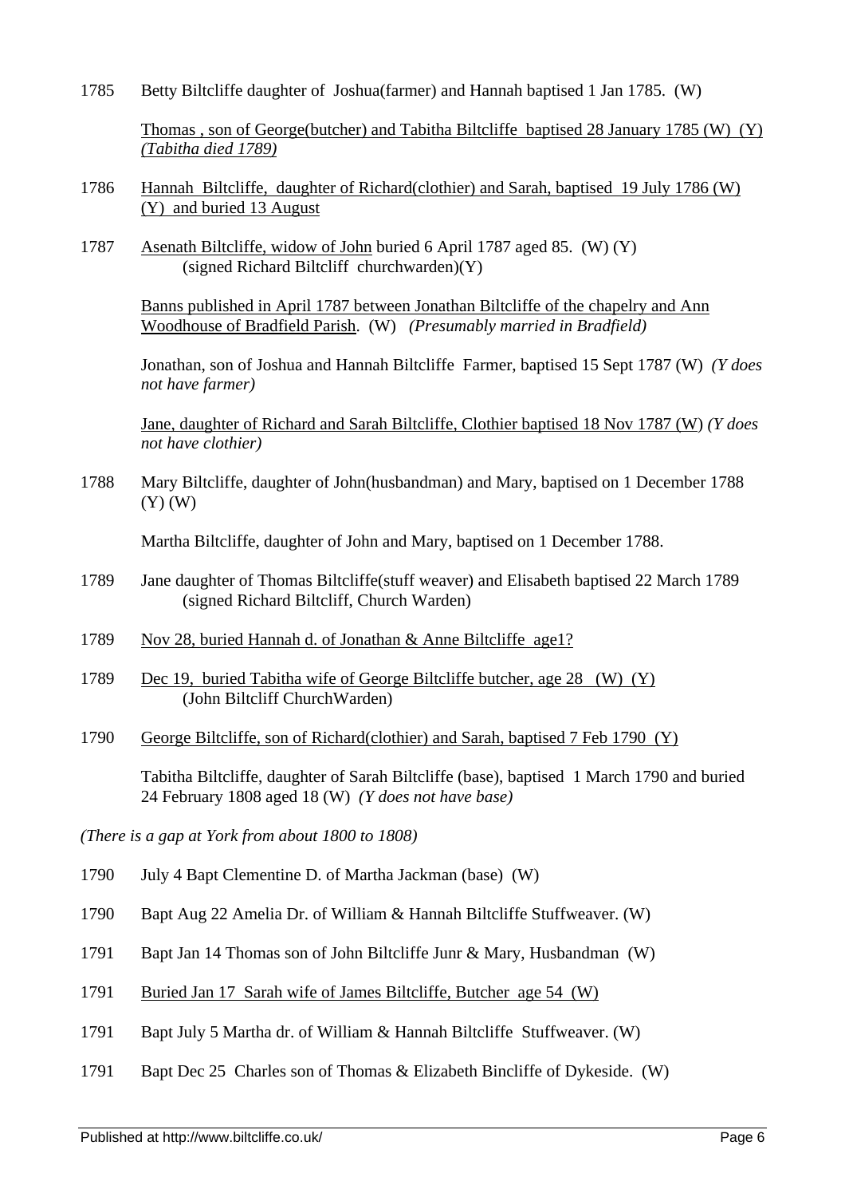1785 Betty Biltcliffe daughter of Joshua(farmer) and Hannah baptised 1 Jan 1785. (W)

Thomas , son of George(butcher) and Tabitha Biltcliffe baptised 28 January 1785 (W) (Y) *(Tabitha died 1789)*

1786 Hannah Biltcliffe, daughter of Richard(clothier) and Sarah, baptised 19 July 1786 (W) (Y) and buried 13 August

1787 Asenath Biltcliffe, widow of John buried 6 April 1787 aged 85. (W) (Y)
(signed Richard Biltcliff churchwarden)(Y)

Banns published in April 1787 between Jonathan Biltcliffe of the chapelry and Ann Woodhouse of Bradfield Parish. (W) *(Presumably married in Bradfield)*

Jonathan, son of Joshua and Hannah Biltcliffe Farmer, baptised 15 Sept 1787 (W) *(Y does not have farmer)*

Jane, daughter of Richard and Sarah Biltcliffe, Clothier baptised 18 Nov 1787 (W) *(Y does not have clothier)*

1788 Mary Biltcliffe, daughter of John(husbandman) and Mary, baptised on 1 December 1788 (Y) (W)

Martha Biltcliffe, daughter of John and Mary, baptised on 1 December 1788.

1789 Jane daughter of Thomas Biltcliffe(stuff weaver) and Elisabeth baptised 22 March 1789
(signed Richard Biltcliff, Church Warden)

1789 Nov 28, buried Hannah d. of Jonathan & Anne Biltcliffe age1?

1789 Dec 19, buried Tabitha wife of George Biltcliffe butcher, age 28 (W) (Y)
(John Biltcliff ChurchWarden)

1790 George Biltcliffe, son of Richard(clothier) and Sarah, baptised 7 Feb 1790 (Y)

Tabitha Biltcliffe, daughter of Sarah Biltcliffe (base), baptised 1 March 1790 and buried 24 February 1808 aged 18 (W) *(Y does not have base)*

*(There is a gap at York from about 1800 to 1808)*

1790 July 4 Bapt Clementine D. of Martha Jackman (base) (W)

1790 Bapt Aug 22 Amelia Dr. of William & Hannah Biltcliffe Stuffweaver. (W)

1791 Bapt Jan 14 Thomas son of John Biltcliffe Junr & Mary, Husbandman (W)

1791 Buried Jan 17 Sarah wife of James Biltcliffe, Butcher age 54 (W)

1791 Bapt July 5 Martha dr. of William & Hannah Biltcliffe Stuffweaver. (W)

1791 Bapt Dec 25 Charles son of Thomas & Elizabeth Bincliffe of Dykeside. (W)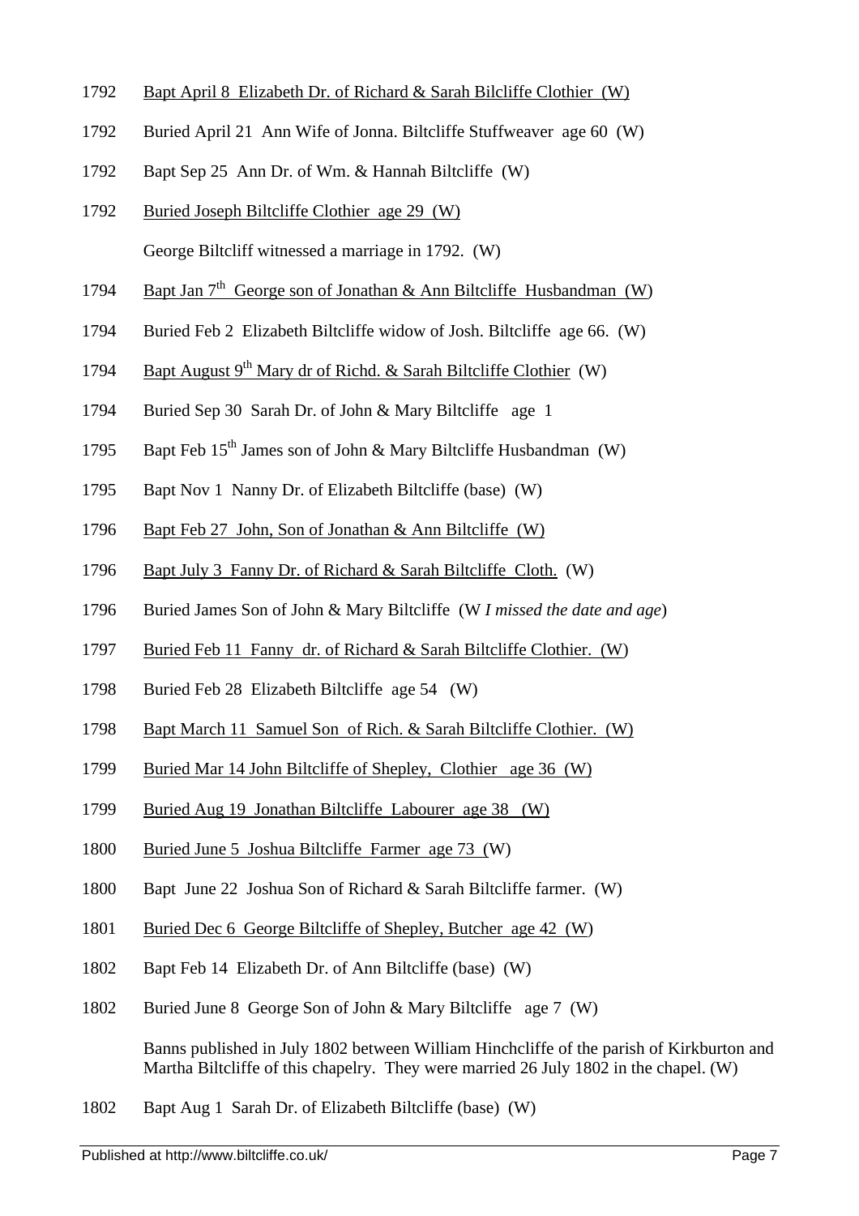1792 Bapt April 8 Elizabeth Dr. of Richard & Sarah Bilcliffe Clothier (W)

1792 Buried April 21 Ann Wife of Jonna. Biltcliffe Stuffweaver age 60 (W)

1792 Bapt Sep 25 Ann Dr. of Wm. & Hannah Biltcliffe (W)

1792 Buried Joseph Biltcliffe Clothier age 29 (W)

George Biltcliff witnessed a marriage in 1792. (W)

1794 Bapt Jan 7th George son of Jonathan & Ann Biltcliffe Husbandman (W)

1794 Buried Feb 2 Elizabeth Biltcliffe widow of Josh. Biltcliffe age 66. (W)

1794 Bapt August 9th Mary dr of Richd. & Sarah Biltcliffe Clothier (W)

1794 Buried Sep 30 Sarah Dr. of John & Mary Biltcliffe age 1

1795 Bapt Feb 15th James son of John & Mary Biltcliffe Husbandman (W)

1795 Bapt Nov 1 Nanny Dr. of Elizabeth Biltcliffe (base) (W)

1796 Bapt Feb 27 John, Son of Jonathan & Ann Biltcliffe (W)

1796 Bapt July 3 Fanny Dr. of Richard & Sarah Biltcliffe Cloth. (W)

1796 Buried James Son of John & Mary Biltcliffe (W *I missed the date and age*)

1797 Buried Feb 11 Fanny dr. of Richard & Sarah Biltcliffe Clothier. (W)

1798 Buried Feb 28 Elizabeth Biltcliffe age 54 (W)

1798 Bapt March 11 Samuel Son of Rich. & Sarah Biltcliffe Clothier. (W)

1799 Buried Mar 14 John Biltcliffe of Shepley, Clothier age 36 (W)

1799 Buried Aug 19 Jonathan Biltcliffe Labourer age 38 (W)

1800 Buried June 5 Joshua Biltcliffe Farmer age 73 (W)

1800 Bapt June 22 Joshua Son of Richard & Sarah Biltcliffe farmer. (W)

1801 Buried Dec 6 George Biltcliffe of Shepley, Butcher age 42 (W)

1802 Bapt Feb 14 Elizabeth Dr. of Ann Biltcliffe (base) (W)

1802 Buried June 8 George Son of John & Mary Biltcliffe age 7 (W)

Banns published in July 1802 between William Hinchcliffe of the parish of Kirkburton and Martha Biltcliffe of this chapelry. They were married 26 July 1802 in the chapel. (W)

1802 Bapt Aug 1 Sarah Dr. of Elizabeth Biltcliffe (base) (W)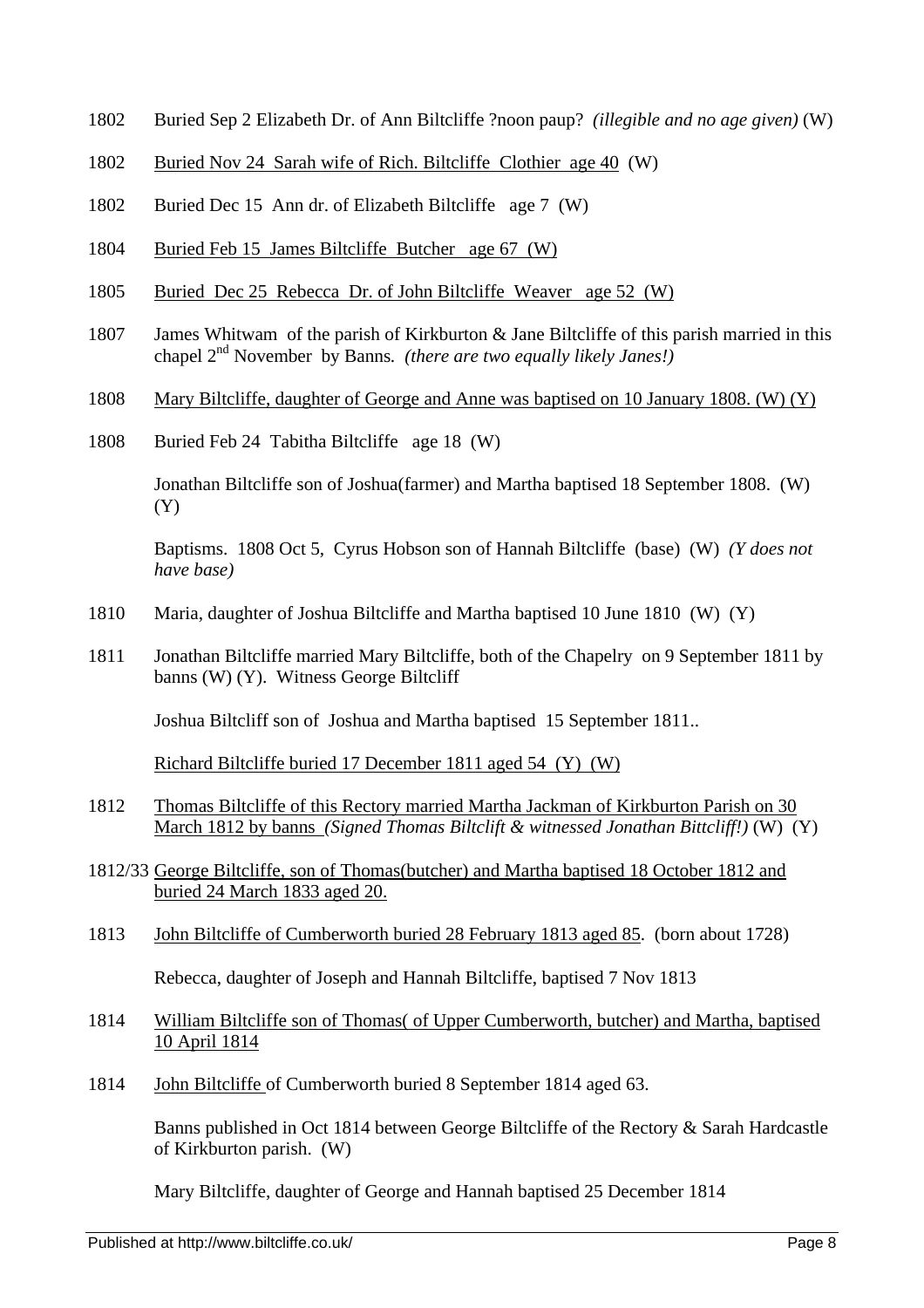1802 Buried Sep 2 Elizabeth Dr. of Ann Biltcliffe ?noon paup? *(illegible and no age given)* (W)

1802 Buried Nov 24 Sarah wife of Rich. Biltcliffe Clothier age 40 (W)

1802 Buried Dec 15 Ann dr. of Elizabeth Biltcliffe age 7 (W)

1804 Buried Feb 15 James Biltcliffe Butcher age 67 (W)

1805 Buried Dec 25 Rebecca Dr. of John Biltcliffe Weaver age 52 (W)

1807 James Whitwam of the parish of Kirkburton & Jane Biltcliffe of this parish married in this chapel 2nd November by Banns. *(there are two equally likely Janes!)*

1808 Mary Biltcliffe, daughter of George and Anne was baptised on 10 January 1808. (W) (Y)

1808 Buried Feb 24 Tabitha Biltcliffe age 18 (W)

Jonathan Biltcliffe son of Joshua(farmer) and Martha baptised 18 September 1808. (W) (Y)

Baptisms. 1808 Oct 5, Cyrus Hobson son of Hannah Biltcliffe (base) (W) *(Y does not have base)*

1810 Maria, daughter of Joshua Biltcliffe and Martha baptised 10 June 1810 (W) (Y)

1811 Jonathan Biltcliffe married Mary Biltcliffe, both of the Chapelry on 9 September 1811 by banns (W) (Y). Witness George Biltcliff

Joshua Biltcliff son of Joshua and Martha baptised 15 September 1811..

Richard Biltcliffe buried 17 December 1811 aged 54 (Y) (W)

1812 Thomas Biltcliffe of this Rectory married Martha Jackman of Kirkburton Parish on 30 March 1812 by banns *(Signed Thomas Biltclift & witnessed Jonathan Bittcliff!)* (W) (Y)

1812/33 George Biltcliffe, son of Thomas(butcher) and Martha baptised 18 October 1812 and buried 24 March 1833 aged 20.

1813 John Biltcliffe of Cumberworth buried 28 February 1813 aged 85. (born about 1728)

Rebecca, daughter of Joseph and Hannah Biltcliffe, baptised 7 Nov 1813

1814 William Biltcliffe son of Thomas( of Upper Cumberworth, butcher) and Martha, baptised 10 April 1814

1814 John Biltcliffe of Cumberworth buried 8 September 1814 aged 63.

Banns published in Oct 1814 between George Biltcliffe of the Rectory & Sarah Hardcastle of Kirkburton parish. (W)

Mary Biltcliffe, daughter of George and Hannah baptised 25 December 1814

Published at http://www.biltcliffe.co.uk/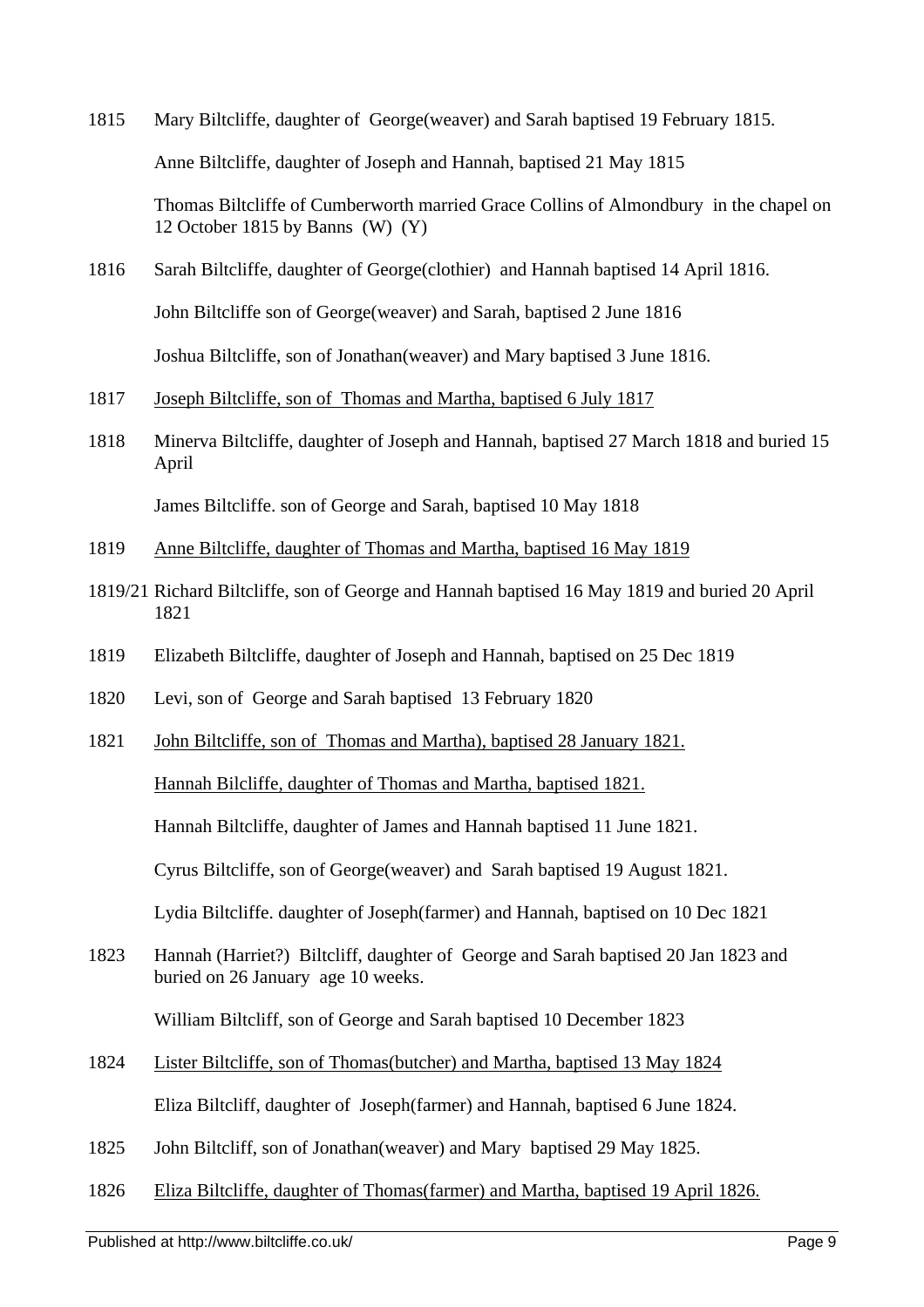1815 Mary Biltcliffe, daughter of George(weaver) and Sarah baptised 19 February 1815.

Anne Biltcliffe, daughter of Joseph and Hannah, baptised 21 May 1815

Thomas Biltcliffe of Cumberworth married Grace Collins of Almondbury in the chapel on 12 October 1815 by Banns (W) (Y)

1816 Sarah Biltcliffe, daughter of George(clothier) and Hannah baptised 14 April 1816.

John Biltcliffe son of George(weaver) and Sarah, baptised 2 June 1816

Joshua Biltcliffe, son of Jonathan(weaver) and Mary baptised 3 June 1816.

1817 <u>Joseph Biltcliffe, son of Thomas and Martha, baptised 6 July 1817</u>

1818 Minerva Biltcliffe, daughter of Joseph and Hannah, baptised 27 March 1818 and buried 15 April

James Biltcliffe. son of George and Sarah, baptised 10 May 1818

1819 <u>Anne Biltcliffe, daughter of Thomas and Martha, baptised 16 May 1819</u>

1819/21 Richard Biltcliffe, son of George and Hannah baptised 16 May 1819 and buried 20 April 1821

1819 Elizabeth Biltcliffe, daughter of Joseph and Hannah, baptised on 25 Dec 1819

1820 Levi, son of George and Sarah baptised 13 February 1820

1821 <u>John Biltcliffe, son of Thomas and Martha), baptised 28 January 1821.</u>

<u>Hannah Bilcliffe, daughter of Thomas and Martha, baptised 1821.</u>

Hannah Biltcliffe, daughter of James and Hannah baptised 11 June 1821.

Cyrus Biltcliffe, son of George(weaver) and Sarah baptised 19 August 1821.

Lydia Biltcliffe. daughter of Joseph(farmer) and Hannah, baptised on 10 Dec 1821

1823 Hannah (Harriet?) Biltcliff, daughter of George and Sarah baptised 20 Jan 1823 and buried on 26 January age 10 weeks.

William Biltcliff, son of George and Sarah baptised 10 December 1823

1824 <u>Lister Biltcliffe, son of Thomas(butcher) and Martha, baptised 13 May 1824</u>

Eliza Biltcliff, daughter of Joseph(farmer) and Hannah, baptised 6 June 1824.

1825 John Biltcliff, son of Jonathan(weaver) and Mary baptised 29 May 1825.

1826 <u>Eliza Biltcliffe, daughter of Thomas(farmer) and Martha, baptised 19 April 1826.</u>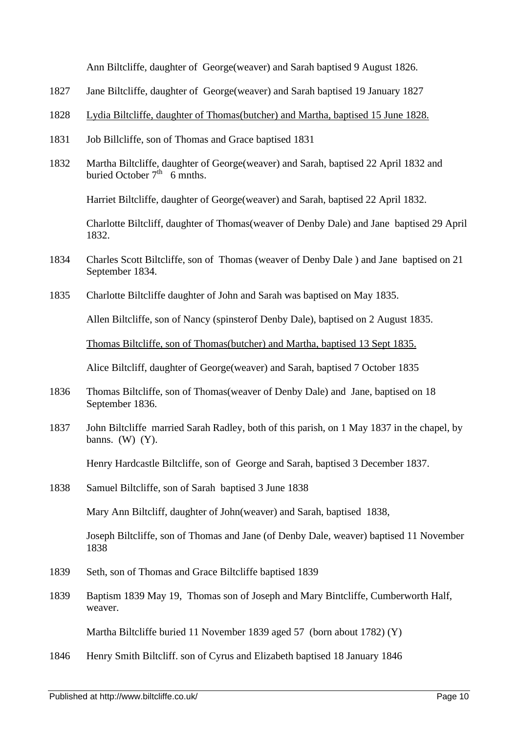Ann Biltcliffe, daughter of George(weaver) and Sarah baptised 9 August 1826.

1827 Jane Biltcliffe, daughter of George(weaver) and Sarah baptised 19 January 1827

1828 <u>Lydia Biltcliffe, daughter of Thomas(butcher) and Martha, baptised 15 June 1828.</u>

1831 Job Billcliffe, son of Thomas and Grace baptised 1831

1832 Martha Biltcliffe, daughter of George(weaver) and Sarah, baptised 22 April 1832 and buried October 7th 6 mnths.

Harriet Biltcliffe, daughter of George(weaver) and Sarah, baptised 22 April 1832.

Charlotte Biltcliff, daughter of Thomas(weaver of Denby Dale) and Jane baptised 29 April 1832.

1834 Charles Scott Biltcliffe, son of Thomas (weaver of Denby Dale ) and Jane baptised on 21 September 1834.

1835 Charlotte Biltcliffe daughter of John and Sarah was baptised on May 1835.

Allen Biltcliffe, son of Nancy (spinsterof Denby Dale), baptised on 2 August 1835.

<u>Thomas Biltcliffe, son of Thomas(butcher) and Martha, baptised 13 Sept 1835.</u>

Alice Biltcliff, daughter of George(weaver) and Sarah, baptised 7 October 1835

1836 Thomas Biltcliffe, son of Thomas(weaver of Denby Dale) and Jane, baptised on 18 September 1836.

1837 John Biltcliffe married Sarah Radley, both of this parish, on 1 May 1837 in the chapel, by banns. (W) (Y).

Henry Hardcastle Biltcliffe, son of George and Sarah, baptised 3 December 1837.

1838 Samuel Biltcliffe, son of Sarah baptised 3 June 1838

Mary Ann Biltcliff, daughter of John(weaver) and Sarah, baptised 1838,

Joseph Biltcliffe, son of Thomas and Jane (of Denby Dale, weaver) baptised 11 November 1838

1839 Seth, son of Thomas and Grace Biltcliffe baptised 1839

1839 Baptism 1839 May 19, Thomas son of Joseph and Mary Bintcliffe, Cumberworth Half, weaver.

Martha Biltcliffe buried 11 November 1839 aged 57 (born about 1782) (Y)

1846 Henry Smith Biltcliff. son of Cyrus and Elizabeth baptised 18 January 1846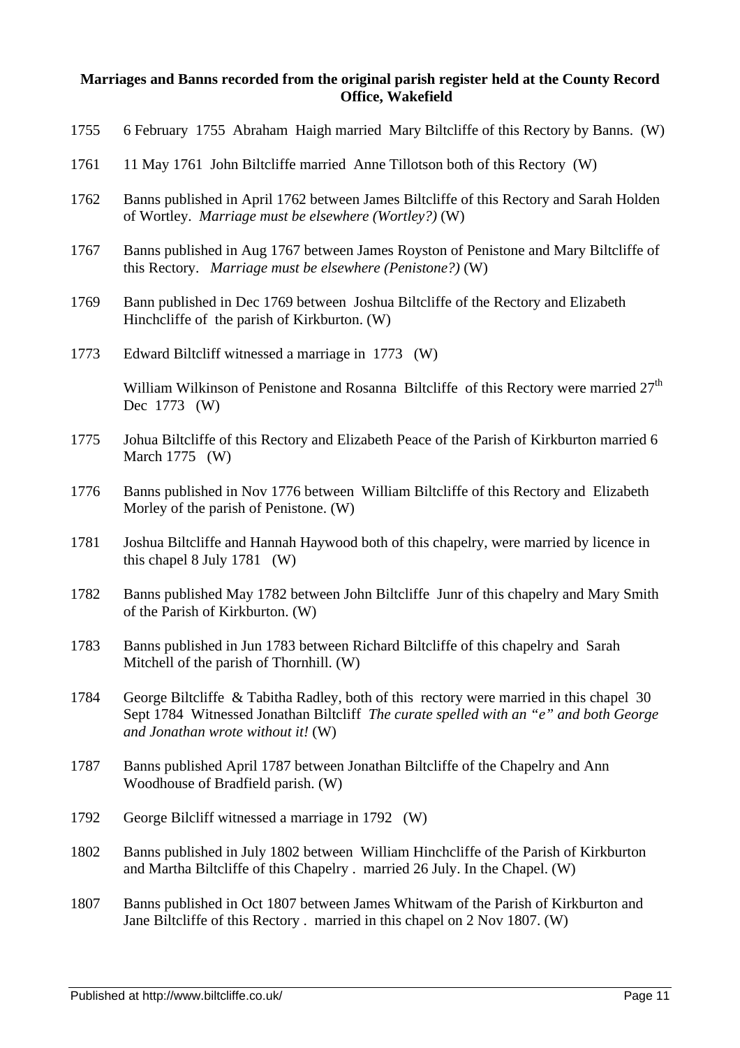**Marriages and Banns recorded from the original parish register held at the County Record Office, Wakefield**

1755 6 February 1755 Abraham Haigh married Mary Biltcliffe of this Rectory by Banns. (W)

1761 11 May 1761 John Biltcliffe married Anne Tillotson both of this Rectory (W)

1762 Banns published in April 1762 between James Biltcliffe of this Rectory and Sarah Holden of Wortley. *Marriage must be elsewhere (Wortley?)* (W)

1767 Banns published in Aug 1767 between James Royston of Penistone and Mary Biltcliffe of this Rectory. *Marriage must be elsewhere (Penistone?)* (W)

1769 Bann published in Dec 1769 between Joshua Biltcliffe of the Rectory and Elizabeth Hinchcliffe of the parish of Kirkburton. (W)

1773 Edward Biltcliff witnessed a marriage in 1773 (W)

William Wilkinson of Penistone and Rosanna Biltcliffe of this Rectory were married 27th Dec 1773 (W)

1775 Johua Biltcliffe of this Rectory and Elizabeth Peace of the Parish of Kirkburton married 6 March 1775 (W)

1776 Banns published in Nov 1776 between William Biltcliffe of this Rectory and Elizabeth Morley of the parish of Penistone. (W)

1781 Joshua Biltcliffe and Hannah Haywood both of this chapelry, were married by licence in this chapel 8 July 1781 (W)

1782 Banns published May 1782 between John Biltcliffe Junr of this chapelry and Mary Smith of the Parish of Kirkburton. (W)

1783 Banns published in Jun 1783 between Richard Biltcliffe of this chapelry and Sarah Mitchell of the parish of Thornhill. (W)

1784 George Biltcliffe & Tabitha Radley, both of this rectory were married in this chapel 30 Sept 1784 Witnessed Jonathan Biltcliff *The curate spelled with an "e" and both George and Jonathan wrote without it!* (W)

1787 Banns published April 1787 between Jonathan Biltcliffe of the Chapelry and Ann Woodhouse of Bradfield parish. (W)

1792 George Bilcliff witnessed a marriage in 1792 (W)

1802 Banns published in July 1802 between William Hinchcliffe of the Parish of Kirkburton and Martha Biltcliffe of this Chapelry . married 26 July. In the Chapel. (W)

1807 Banns published in Oct 1807 between James Whitwam of the Parish of Kirkburton and Jane Biltcliffe of this Rectory . married in this chapel on 2 Nov 1807. (W)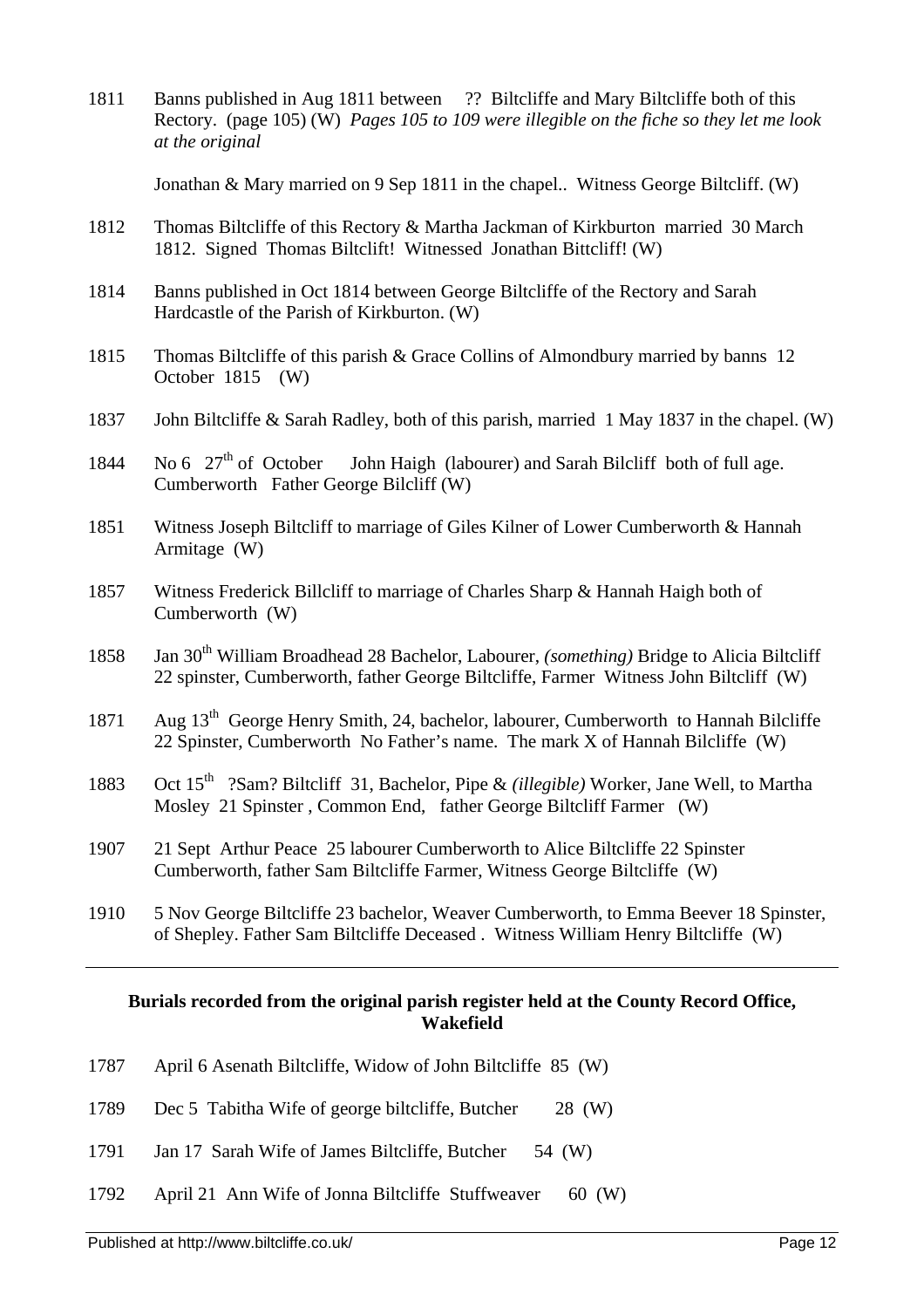1811 Banns published in Aug 1811 between ?? Biltcliffe and Mary Biltcliffe both of this Rectory. (page 105) (W) *Pages 105 to 109 were illegible on the fiche so they let me look at the original*

Jonathan & Mary married on 9 Sep 1811 in the chapel.. Witness George Biltcliff. (W)

1812 Thomas Biltcliffe of this Rectory & Martha Jackman of Kirkburton married 30 March 1812. Signed Thomas Biltclift! Witnessed Jonathan Bittcliff! (W)

1814 Banns published in Oct 1814 between George Biltcliffe of the Rectory and Sarah Hardcastle of the Parish of Kirkburton. (W)

1815 Thomas Biltcliffe of this parish & Grace Collins of Almondbury married by banns 12 October 1815 (W)

1837 John Biltcliffe & Sarah Radley, both of this parish, married 1 May 1837 in the chapel. (W)

1844 No 6 27th of October John Haigh (labourer) and Sarah Bilcliff both of full age. Cumberworth Father George Bilcliff (W)

1851 Witness Joseph Biltcliff to marriage of Giles Kilner of Lower Cumberworth & Hannah Armitage (W)

1857 Witness Frederick Billcliff to marriage of Charles Sharp & Hannah Haigh both of Cumberworth (W)

1858 Jan 30th William Broadhead 28 Bachelor, Labourer, *(something)* Bridge to Alicia Biltcliff 22 spinster, Cumberworth, father George Biltcliffe, Farmer Witness John Biltcliff (W)

1871 Aug 13th George Henry Smith, 24, bachelor, labourer, Cumberworth to Hannah Bilcliffe 22 Spinster, Cumberworth No Father's name. The mark X of Hannah Bilcliffe (W)

1883 Oct 15th ?Sam? Biltcliff 31, Bachelor, Pipe & *(illegible)* Worker, Jane Well, to Martha Mosley 21 Spinster , Common End, father George Biltcliff Farmer (W)

1907 21 Sept Arthur Peace 25 labourer Cumberworth to Alice Biltcliffe 22 Spinster Cumberworth, father Sam Biltcliffe Farmer, Witness George Biltcliffe (W)

1910 5 Nov George Biltcliffe 23 bachelor, Weaver Cumberworth, to Emma Beever 18 Spinster, of Shepley. Father Sam Biltcliffe Deceased . Witness William Henry Biltcliffe (W)

---

**Burials recorded from the original parish register held at the County Record Office, Wakefield**

1787 April 6 Asenath Biltcliffe, Widow of John Biltcliffe 85 (W)

1789 Dec 5 Tabitha Wife of george biltcliffe, Butcher 28 (W)

1791 Jan 17 Sarah Wife of James Biltcliffe, Butcher 54 (W)

1792 April 21 Ann Wife of Jonna Biltcliffe Stuffweaver 60 (W)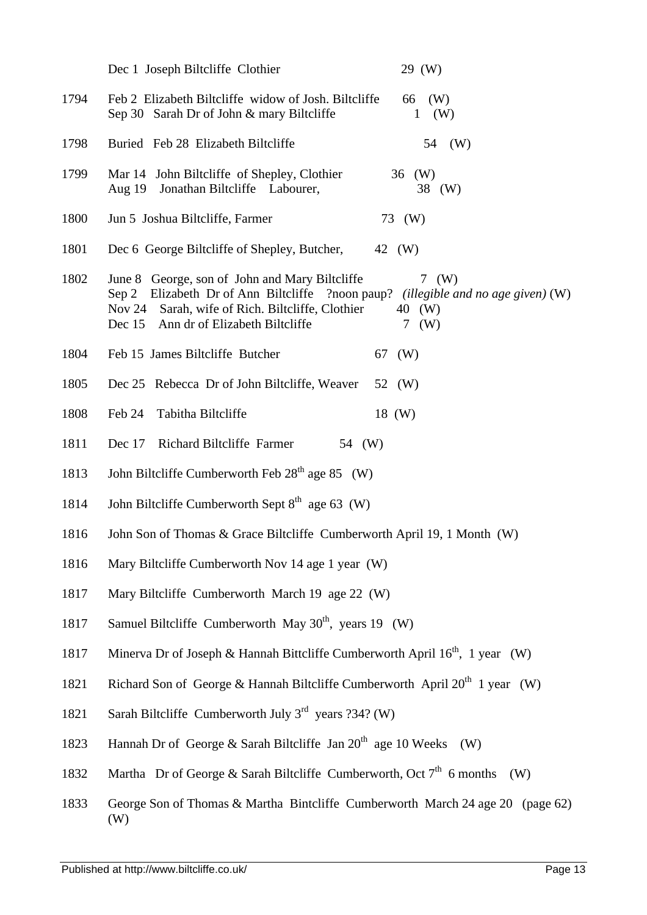| | | |
|---|---|---|
| | Dec 1 Joseph Biltcliffe Clothier | 29 (W) |
| 1794 | Feb 2 Elizabeth Biltcliffe widow of Josh. Biltcliffe | 66 (W) |
| | Sep 30 Sarah Dr of John & mary Biltcliffe | 1 (W) |
| 1798 | Buried Feb 28 Elizabeth Biltcliffe | 54 (W) |
| 1799 | Mar 14 John Biltcliffe of Shepley, Clothier | 36 (W) |
| | Aug 19 Jonathan Biltcliffe Labourer, | 38 (W) |
| 1800 | Jun 5 Joshua Biltcliffe, Farmer | 73 (W) |
| 1801 | Dec 6 George Biltcliffe of Shepley, Butcher, | 42 (W) |
| 1802 | June 8 George, son of John and Mary Biltcliffe | 7 (W) |
| | Sep 2 Elizabeth Dr of Ann Biltcliffe ?noon paup? *(illegible and no age given)* (W) | |
| | Nov 24 Sarah, wife of Rich. Biltcliffe, Clothier | 40 (W) |
| | Dec 15 Ann dr of Elizabeth Biltcliffe | 7 (W) |
| 1804 | Feb 15 James Biltcliffe Butcher | 67 (W) |
| 1805 | Dec 25 Rebecca Dr of John Biltcliffe, Weaver | 52 (W) |
| 1808 | Feb 24 Tabitha Biltcliffe | 18 (W) |
| 1811 | Dec 17 Richard Biltcliffe Farmer | 54 (W) |

1813 John Biltcliffe Cumberworth Feb 28th age 85 (W)

1814 John Biltcliffe Cumberworth Sept 8th age 63 (W)

1816 John Son of Thomas & Grace Biltcliffe Cumberworth April 19, 1 Month (W)

1816 Mary Biltcliffe Cumberworth Nov 14 age 1 year (W)

1817 Mary Biltcliffe Cumberworth March 19 age 22 (W)

1817 Samuel Biltcliffe Cumberworth May 30th, years 19 (W)

1817 Minerva Dr of Joseph & Hannah Bittcliffe Cumberworth April 16th, 1 year (W)

1821 Richard Son of George & Hannah Biltcliffe Cumberworth April 20th 1 year (W)

1821 Sarah Biltcliffe Cumberworth July 3rd years ?34? (W)

1823 Hannah Dr of George & Sarah Biltcliffe Jan 20th age 10 Weeks (W)

1832 Martha Dr of George & Sarah Biltcliffe Cumberworth, Oct 7th 6 months (W)

1833 George Son of Thomas & Martha Bintcliffe Cumberworth March 24 age 20 (page 62) (W)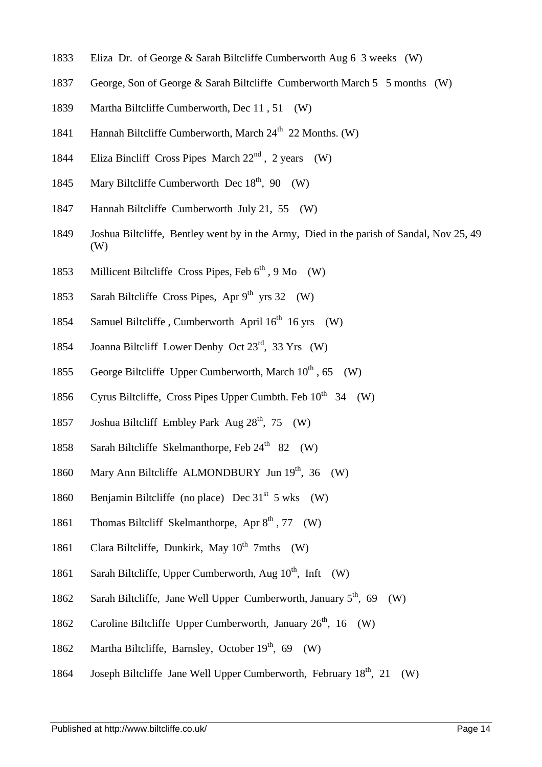1833 Eliza Dr. of George & Sarah Biltcliffe Cumberworth Aug 6 3 weeks (W)

1837 George, Son of George & Sarah Biltcliffe Cumberworth March 5 5 months (W)

1839 Martha Biltcliffe Cumberworth, Dec 11 , 51 (W)

1841 Hannah Biltcliffe Cumberworth, March 24th 22 Months. (W)

1844 Eliza Bincliff Cross Pipes March 22nd , 2 years (W)

1845 Mary Biltcliffe Cumberworth Dec 18th, 90 (W)

1847 Hannah Biltcliffe Cumberworth July 21, 55 (W)

1849 Joshua Biltcliffe, Bentley went by in the Army, Died in the parish of Sandal, Nov 25, 49 (W)

1853 Millicent Biltcliffe Cross Pipes, Feb 6th , 9 Mo (W)

1853 Sarah Biltcliffe Cross Pipes, Apr 9th yrs 32 (W)

1854 Samuel Biltcliffe , Cumberworth April 16th 16 yrs (W)

1854 Joanna Biltcliff Lower Denby Oct 23rd, 33 Yrs (W)

1855 George Biltcliffe Upper Cumberworth, March 10th , 65 (W)

1856 Cyrus Biltcliffe, Cross Pipes Upper Cumbth. Feb 10th 34 (W)

1857 Joshua Biltcliff Embley Park Aug 28th, 75 (W)

1858 Sarah Biltcliffe Skelmanthorpe, Feb 24th 82 (W)

1860 Mary Ann Biltcliffe ALMONDBURY Jun 19th, 36 (W)

1860 Benjamin Biltcliffe (no place) Dec 31st 5 wks (W)

1861 Thomas Biltcliff Skelmanthorpe, Apr 8th , 77 (W)

1861 Clara Biltcliffe, Dunkirk, May 10th 7mths (W)

1861 Sarah Biltcliffe, Upper Cumberworth, Aug 10th, Inft (W)

1862 Sarah Biltcliffe, Jane Well Upper Cumberworth, January 5th, 69 (W)

1862 Caroline Biltcliffe Upper Cumberworth, January 26th, 16 (W)

1862 Martha Biltcliffe, Barnsley, October 19th, 69 (W)

1864 Joseph Biltcliffe Jane Well Upper Cumberworth, February 18th, 21 (W)

Published at http://www.biltcliffe.co.uk/